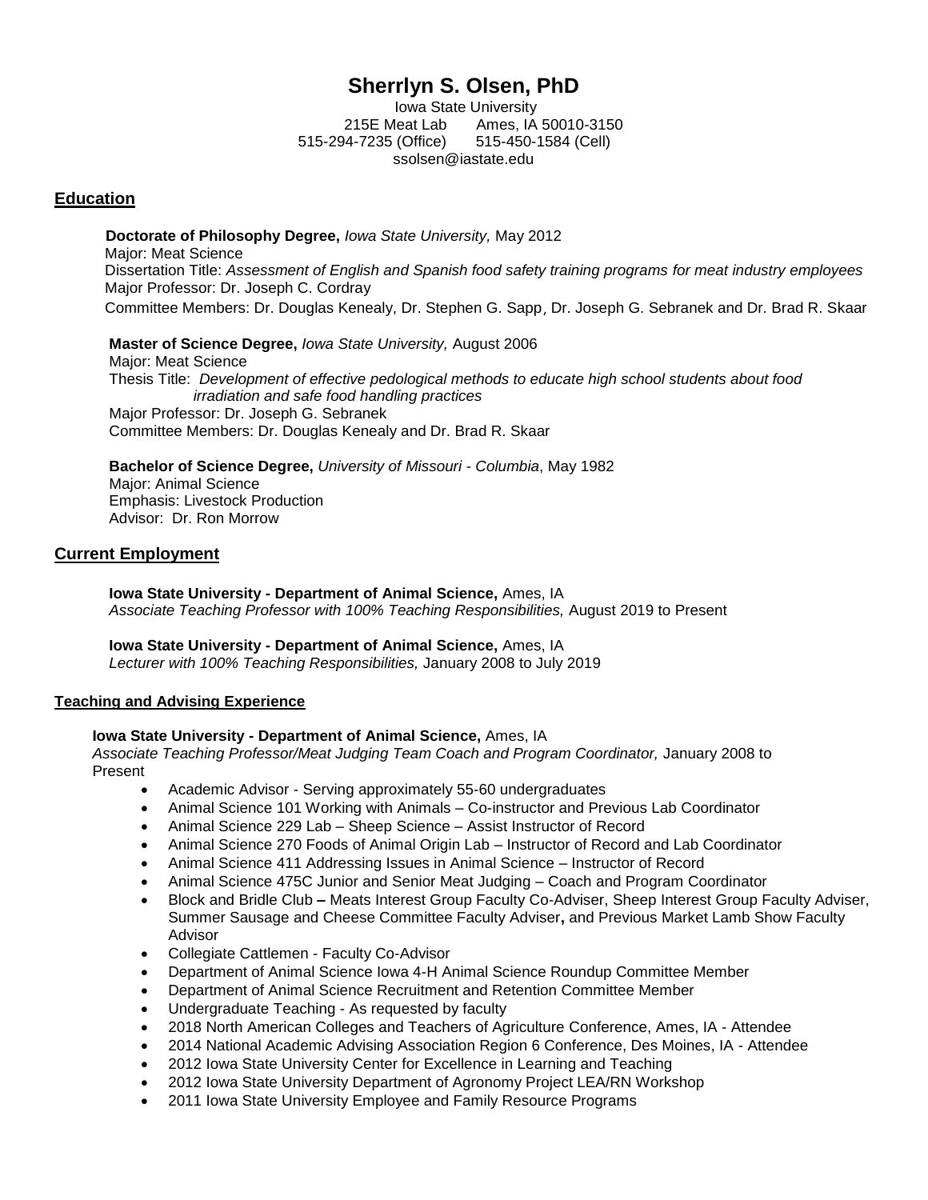# Sherrlyn S. Olsen, PhD

Iowa State University
215E Meat Lab Ames, IA 50010-3150
515-294-7235 (Office) 515-450-1584 (Cell)
ssolsen@iastate.edu

## Education

**Doctorate of Philosophy Degree,** *Iowa State University,* May 2012
Major: Meat Science
Dissertation Title: *Assessment of English and Spanish food safety training programs for meat industry employees*
Major Professor: Dr. Joseph C. Cordray
Committee Members: Dr. Douglas Kenealy, Dr. Stephen G. Sapp, Dr. Joseph G. Sebranek and Dr. Brad R. Skaar

**Master of Science Degree,** *Iowa State University,* August 2006
Major: Meat Science
Thesis Title: *Development of effective pedological methods to educate high school students about food irradiation and safe food handling practices*
Major Professor: Dr. Joseph G. Sebranek
Committee Members: Dr. Douglas Kenealy and Dr. Brad R. Skaar

**Bachelor of Science Degree,** *University of Missouri - Columbia*, May 1982
Major: Animal Science
Emphasis: Livestock Production
Advisor: Dr. Ron Morrow

## Current Employment

**Iowa State University - Department of Animal Science,** Ames, IA
*Associate Teaching Professor with 100% Teaching Responsibilities,* August 2019 to Present

**Iowa State University - Department of Animal Science,** Ames, IA
*Lecturer with 100% Teaching Responsibilities,* January 2008 to July 2019

### Teaching and Advising Experience

**Iowa State University - Department of Animal Science,** Ames, IA
*Associate Teaching Professor/Meat Judging Team Coach and Program Coordinator,* January 2008 to Present

- Academic Advisor - Serving approximately 55-60 undergraduates
- Animal Science 101 Working with Animals – Co-instructor and Previous Lab Coordinator
- Animal Science 229 Lab – Sheep Science – Assist Instructor of Record
- Animal Science 270 Foods of Animal Origin Lab – Instructor of Record and Lab Coordinator
- Animal Science 411 Addressing Issues in Animal Science – Instructor of Record
- Animal Science 475C Junior and Senior Meat Judging – Coach and Program Coordinator
- Block and Bridle Club **–** Meats Interest Group Faculty Co-Adviser, Sheep Interest Group Faculty Adviser, Summer Sausage and Cheese Committee Faculty Adviser**,** and Previous Market Lamb Show Faculty Advisor
- Collegiate Cattlemen - Faculty Co-Advisor
- Department of Animal Science Iowa 4-H Animal Science Roundup Committee Member
- Department of Animal Science Recruitment and Retention Committee Member
- Undergraduate Teaching - As requested by faculty
- 2018 North American Colleges and Teachers of Agriculture Conference, Ames, IA - Attendee
- 2014 National Academic Advising Association Region 6 Conference, Des Moines, IA - Attendee
- 2012 Iowa State University Center for Excellence in Learning and Teaching
- 2012 Iowa State University Department of Agronomy Project LEA/RN Workshop
- 2011 Iowa State University Employee and Family Resource Programs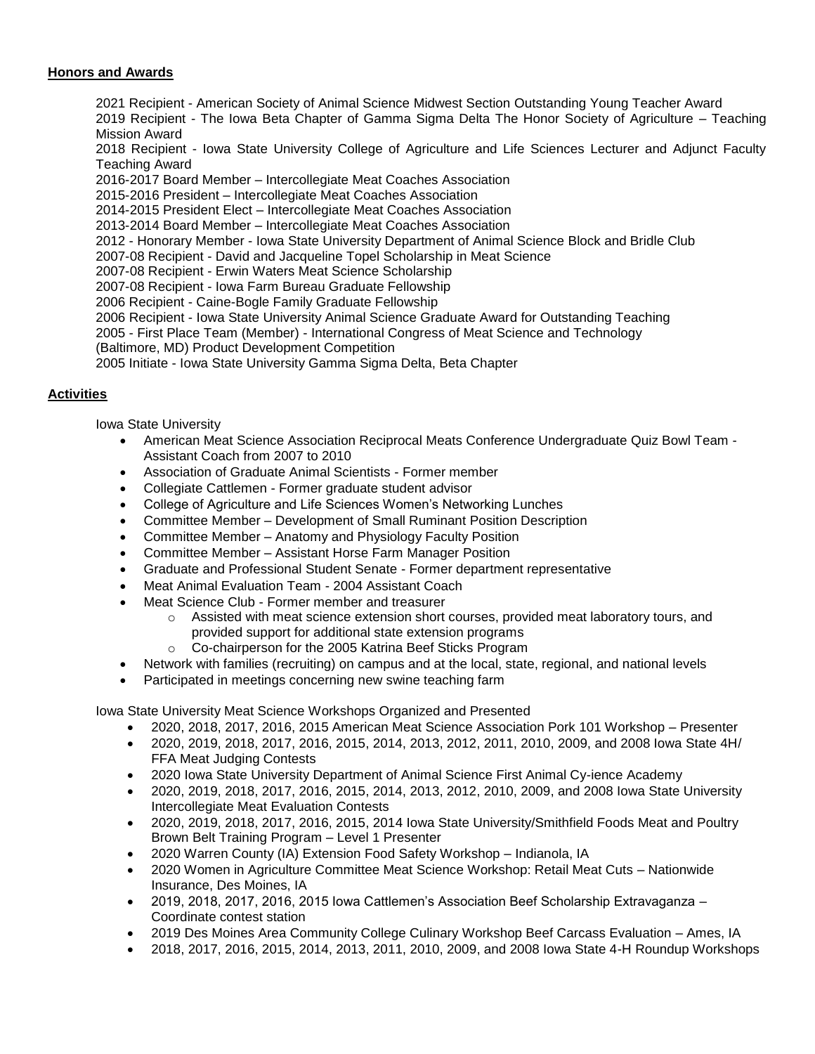## Honors and Awards

2021 Recipient - American Society of Animal Science Midwest Section Outstanding Young Teacher Award
2019 Recipient - The Iowa Beta Chapter of Gamma Sigma Delta The Honor Society of Agriculture – Teaching Mission Award
2018 Recipient - Iowa State University College of Agriculture and Life Sciences Lecturer and Adjunct Faculty Teaching Award
2016-2017 Board Member – Intercollegiate Meat Coaches Association
2015-2016 President – Intercollegiate Meat Coaches Association
2014-2015 President Elect – Intercollegiate Meat Coaches Association
2013-2014 Board Member – Intercollegiate Meat Coaches Association
2012 - Honorary Member - Iowa State University Department of Animal Science Block and Bridle Club
2007-08 Recipient - David and Jacqueline Topel Scholarship in Meat Science
2007-08 Recipient - Erwin Waters Meat Science Scholarship
2007-08 Recipient - Iowa Farm Bureau Graduate Fellowship
2006 Recipient - Caine-Bogle Family Graduate Fellowship
2006 Recipient - Iowa State University Animal Science Graduate Award for Outstanding Teaching
2005 - First Place Team (Member) - International Congress of Meat Science and Technology (Baltimore, MD) Product Development Competition
2005 Initiate - Iowa State University Gamma Sigma Delta, Beta Chapter

## Activities

Iowa State University

- American Meat Science Association Reciprocal Meats Conference Undergraduate Quiz Bowl Team - Assistant Coach from 2007 to 2010
- Association of Graduate Animal Scientists - Former member
- Collegiate Cattlemen - Former graduate student advisor
- College of Agriculture and Life Sciences Women's Networking Lunches
- Committee Member – Development of Small Ruminant Position Description
- Committee Member – Anatomy and Physiology Faculty Position
- Committee Member – Assistant Horse Farm Manager Position
- Graduate and Professional Student Senate - Former department representative
- Meat Animal Evaluation Team - 2004 Assistant Coach
- Meat Science Club - Former member and treasurer
  - Assisted with meat science extension short courses, provided meat laboratory tours, and provided support for additional state extension programs
  - Co-chairperson for the 2005 Katrina Beef Sticks Program
- Network with families (recruiting) on campus and at the local, state, regional, and national levels
- Participated in meetings concerning new swine teaching farm

Iowa State University Meat Science Workshops Organized and Presented

- 2020, 2018, 2017, 2016, 2015 American Meat Science Association Pork 101 Workshop – Presenter
- 2020, 2019, 2018, 2017, 2016, 2015, 2014, 2013, 2012, 2011, 2010, 2009, and 2008 Iowa State 4H/ FFA Meat Judging Contests
- 2020 Iowa State University Department of Animal Science First Animal Cy-ience Academy
- 2020, 2019, 2018, 2017, 2016, 2015, 2014, 2013, 2012, 2010, 2009, and 2008 Iowa State University Intercollegiate Meat Evaluation Contests
- 2020, 2019, 2018, 2017, 2016, 2015, 2014 Iowa State University/Smithfield Foods Meat and Poultry Brown Belt Training Program – Level 1 Presenter
- 2020 Warren County (IA) Extension Food Safety Workshop – Indianola, IA
- 2020 Women in Agriculture Committee Meat Science Workshop: Retail Meat Cuts – Nationwide Insurance, Des Moines, IA
- 2019, 2018, 2017, 2016, 2015 Iowa Cattlemen's Association Beef Scholarship Extravaganza – Coordinate contest station
- 2019 Des Moines Area Community College Culinary Workshop Beef Carcass Evaluation – Ames, IA
- 2018, 2017, 2016, 2015, 2014, 2013, 2011, 2010, 2009, and 2008 Iowa State 4-H Roundup Workshops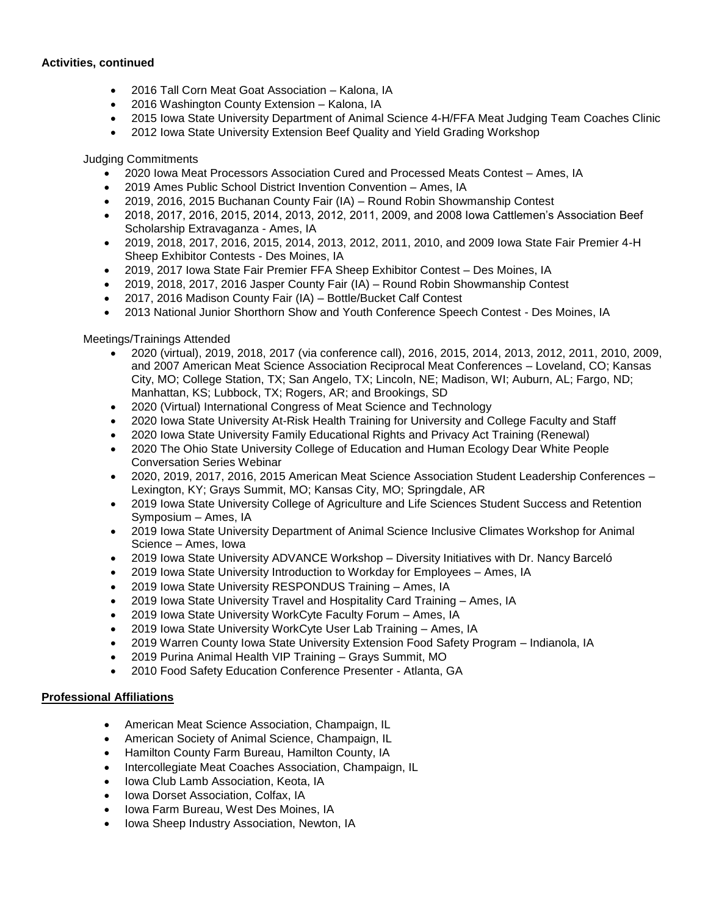**Activities, continued**

- 2016 Tall Corn Meat Goat Association – Kalona, IA
- 2016 Washington County Extension – Kalona, IA
- 2015 Iowa State University Department of Animal Science 4-H/FFA Meat Judging Team Coaches Clinic
- 2012 Iowa State University Extension Beef Quality and Yield Grading Workshop

Judging Commitments

- 2020 Iowa Meat Processors Association Cured and Processed Meats Contest – Ames, IA
- 2019 Ames Public School District Invention Convention – Ames, IA
- 2019, 2016, 2015 Buchanan County Fair (IA) – Round Robin Showmanship Contest
- 2018, 2017, 2016, 2015, 2014, 2013, 2012, 2011, 2009, and 2008 Iowa Cattlemen's Association Beef Scholarship Extravaganza - Ames, IA
- 2019, 2018, 2017, 2016, 2015, 2014, 2013, 2012, 2011, 2010, and 2009 Iowa State Fair Premier 4-H Sheep Exhibitor Contests - Des Moines, IA
- 2019, 2017 Iowa State Fair Premier FFA Sheep Exhibitor Contest – Des Moines, IA
- 2019, 2018, 2017, 2016 Jasper County Fair (IA) – Round Robin Showmanship Contest
- 2017, 2016 Madison County Fair (IA) – Bottle/Bucket Calf Contest
- 2013 National Junior Shorthorn Show and Youth Conference Speech Contest - Des Moines, IA

Meetings/Trainings Attended

- 2020 (virtual), 2019, 2018, 2017 (via conference call), 2016, 2015, 2014, 2013, 2012, 2011, 2010, 2009, and 2007 American Meat Science Association Reciprocal Meat Conferences – Loveland, CO; Kansas City, MO; College Station, TX; San Angelo, TX; Lincoln, NE; Madison, WI; Auburn, AL; Fargo, ND; Manhattan, KS; Lubbock, TX; Rogers, AR; and Brookings, SD
- 2020 (Virtual) International Congress of Meat Science and Technology
- 2020 Iowa State University At-Risk Health Training for University and College Faculty and Staff
- 2020 Iowa State University Family Educational Rights and Privacy Act Training (Renewal)
- 2020 The Ohio State University College of Education and Human Ecology Dear White People Conversation Series Webinar
- 2020, 2019, 2017, 2016, 2015 American Meat Science Association Student Leadership Conferences – Lexington, KY; Grays Summit, MO; Kansas City, MO; Springdale, AR
- 2019 Iowa State University College of Agriculture and Life Sciences Student Success and Retention Symposium – Ames, IA
- 2019 Iowa State University Department of Animal Science Inclusive Climates Workshop for Animal Science – Ames, Iowa
- 2019 Iowa State University ADVANCE Workshop – Diversity Initiatives with Dr. Nancy Barceló
- 2019 Iowa State University Introduction to Workday for Employees – Ames, IA
- 2019 Iowa State University RESPONDUS Training – Ames, IA
- 2019 Iowa State University Travel and Hospitality Card Training – Ames, IA
- 2019 Iowa State University WorkCyte Faculty Forum – Ames, IA
- 2019 Iowa State University WorkCyte User Lab Training – Ames, IA
- 2019 Warren County Iowa State University Extension Food Safety Program – Indianola, IA
- 2019 Purina Animal Health VIP Training – Grays Summit, MO
- 2010 Food Safety Education Conference Presenter - Atlanta, GA

**Professional Affiliations**

- American Meat Science Association, Champaign, IL
- American Society of Animal Science, Champaign, IL
- Hamilton County Farm Bureau, Hamilton County, IA
- Intercollegiate Meat Coaches Association, Champaign, IL
- Iowa Club Lamb Association, Keota, IA
- Iowa Dorset Association, Colfax, IA
- Iowa Farm Bureau, West Des Moines, IA
- Iowa Sheep Industry Association, Newton, IA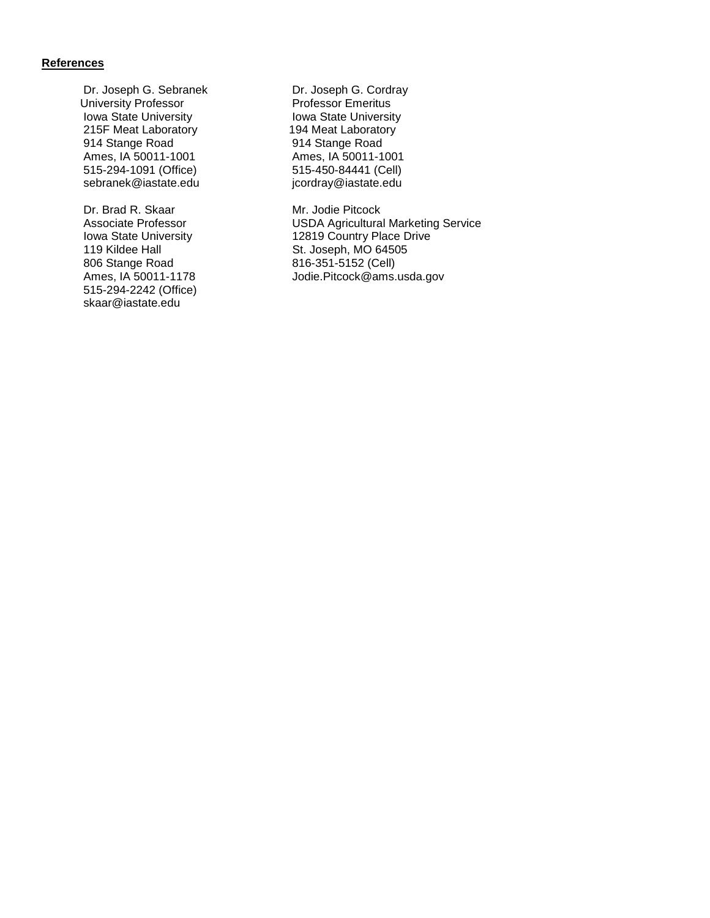**References**

Dr. Joseph G. Sebranek
University Professor
Iowa State University
215F Meat Laboratory
914 Stange Road
Ames, IA 50011-1001
515-294-1091 (Office)
sebranek@iastate.edu

Dr. Joseph G. Cordray
Professor Emeritus
Iowa State University
194 Meat Laboratory
914 Stange Road
Ames, IA 50011-1001
515-450-84441 (Cell)
jcordray@iastate.edu

Dr. Brad R. Skaar
Associate Professor
Iowa State University
119 Kildee Hall
806 Stange Road
Ames, IA 50011-1178
515-294-2242 (Office)
skaar@iastate.edu

Mr. Jodie Pitcock
USDA Agricultural Marketing Service
12819 Country Place Drive
St. Joseph, MO 64505
816-351-5152 (Cell)
Jodie.Pitcock@ams.usda.gov